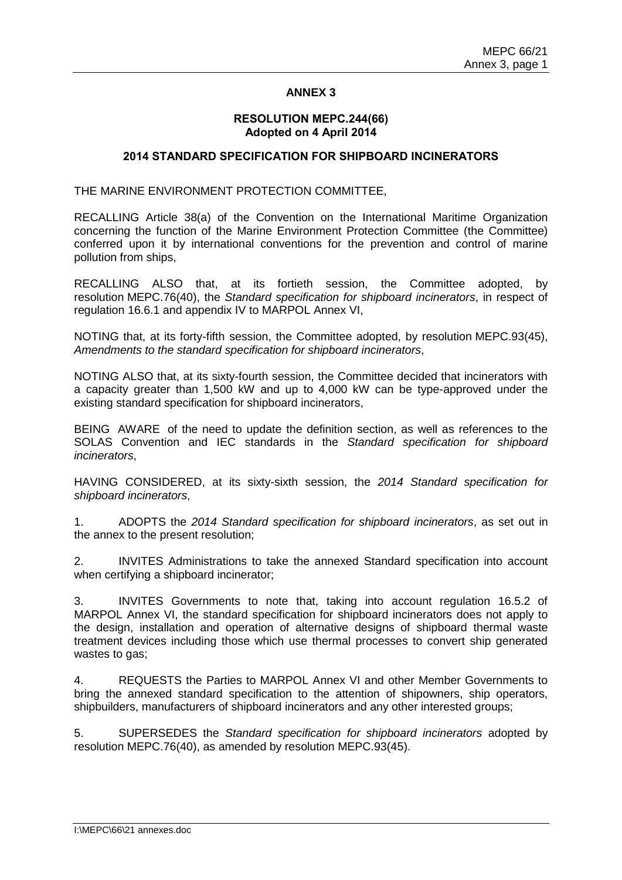# ANNEX 3

## RESOLUTION MEPC.244(66)
**Adopted on 4 April 2014**

## 2014 STANDARD SPECIFICATION FOR SHIPBOARD INCINERATORS

THE MARINE ENVIRONMENT PROTECTION COMMITTEE,

RECALLING Article 38(a) of the Convention on the International Maritime Organization concerning the function of the Marine Environment Protection Committee (the Committee) conferred upon it by international conventions for the prevention and control of marine pollution from ships,

RECALLING ALSO that, at its fortieth session, the Committee adopted, by resolution MEPC.76(40), the *Standard specification for shipboard incinerators*, in respect of regulation 16.6.1 and appendix IV to MARPOL Annex VI,

NOTING that, at its forty-fifth session, the Committee adopted, by resolution MEPC.93(45), *Amendments to the standard specification for shipboard incinerators*,

NOTING ALSO that, at its sixty-fourth session, the Committee decided that incinerators with a capacity greater than 1,500 kW and up to 4,000 kW can be type-approved under the existing standard specification for shipboard incinerators,

BEING AWARE of the need to update the definition section, as well as references to the SOLAS Convention and IEC standards in the *Standard specification for shipboard incinerators*,

HAVING CONSIDERED, at its sixty-sixth session, the *2014 Standard specification for shipboard incinerators*,

1. ADOPTS the *2014 Standard specification for shipboard incinerators*, as set out in the annex to the present resolution;

2. INVITES Administrations to take the annexed Standard specification into account when certifying a shipboard incinerator;

3. INVITES Governments to note that, taking into account regulation 16.5.2 of MARPOL Annex VI, the standard specification for shipboard incinerators does not apply to the design, installation and operation of alternative designs of shipboard thermal waste treatment devices including those which use thermal processes to convert ship generated wastes to gas;

4. REQUESTS the Parties to MARPOL Annex VI and other Member Governments to bring the annexed standard specification to the attention of shipowners, ship operators, shipbuilders, manufacturers of shipboard incinerators and any other interested groups;

5. SUPERSEDES the *Standard specification for shipboard incinerators* adopted by resolution MEPC.76(40), as amended by resolution MEPC.93(45).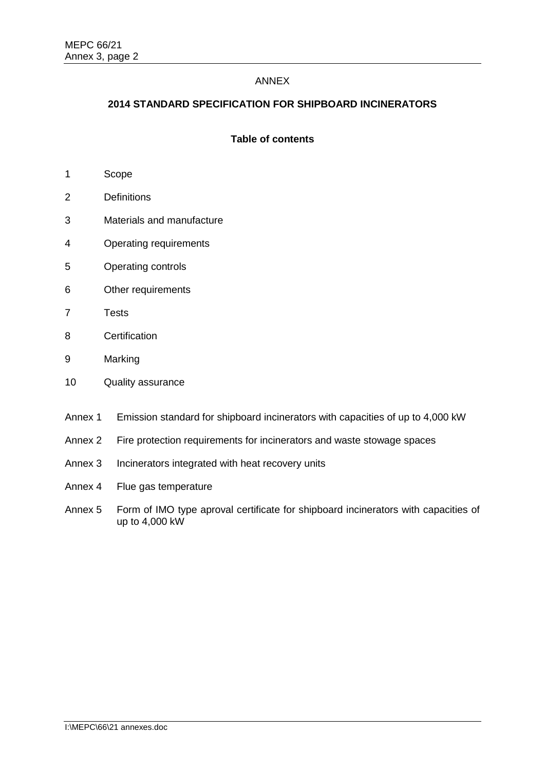ANNEX

# 2014 STANDARD SPECIFICATION FOR SHIPBOARD INCINERATORS

## Table of contents

1 Scope

2 Definitions

3 Materials and manufacture

4 Operating requirements

5 Operating controls

6 Other requirements

7 Tests

8 Certification

9 Marking

10 Quality assurance

Annex 1 Emission standard for shipboard incinerators with capacities of up to 4,000 kW

Annex 2 Fire protection requirements for incinerators and waste stowage spaces

Annex 3 Incinerators integrated with heat recovery units

Annex 4 Flue gas temperature

Annex 5 Form of IMO type aproval certificate for shipboard incinerators with capacities of up to 4,000 kW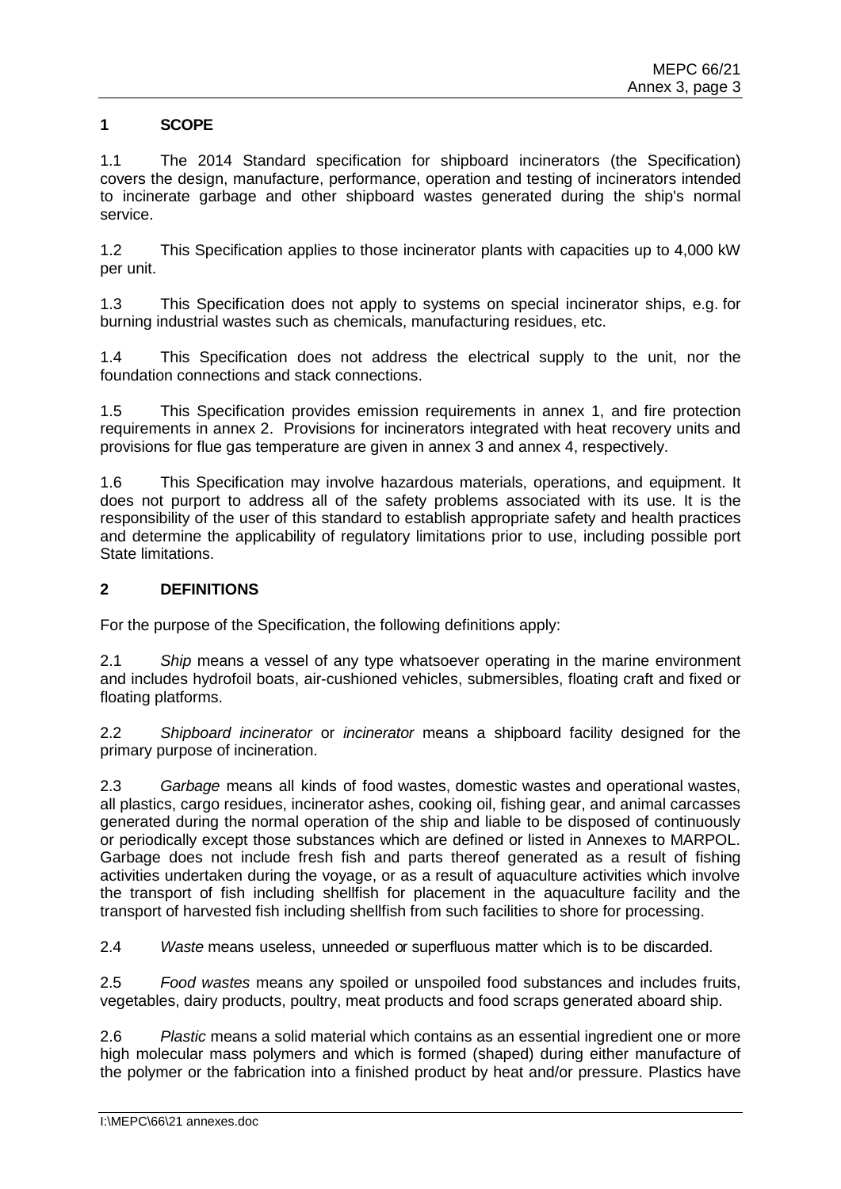## 1 SCOPE

1.1 The 2014 Standard specification for shipboard incinerators (the Specification) covers the design, manufacture, performance, operation and testing of incinerators intended to incinerate garbage and other shipboard wastes generated during the ship's normal service.

1.2 This Specification applies to those incinerator plants with capacities up to 4,000 kW per unit.

1.3 This Specification does not apply to systems on special incinerator ships, e.g. for burning industrial wastes such as chemicals, manufacturing residues, etc.

1.4 This Specification does not address the electrical supply to the unit, nor the foundation connections and stack connections.

1.5 This Specification provides emission requirements in annex 1, and fire protection requirements in annex 2. Provisions for incinerators integrated with heat recovery units and provisions for flue gas temperature are given in annex 3 and annex 4, respectively.

1.6 This Specification may involve hazardous materials, operations, and equipment. It does not purport to address all of the safety problems associated with its use. It is the responsibility of the user of this standard to establish appropriate safety and health practices and determine the applicability of regulatory limitations prior to use, including possible port State limitations.

## 2 DEFINITIONS

For the purpose of the Specification, the following definitions apply:

2.1 *Ship* means a vessel of any type whatsoever operating in the marine environment and includes hydrofoil boats, air-cushioned vehicles, submersibles, floating craft and fixed or floating platforms.

2.2 *Shipboard incinerator* or *incinerator* means a shipboard facility designed for the primary purpose of incineration.

2.3 *Garbage* means all kinds of food wastes, domestic wastes and operational wastes, all plastics, cargo residues, incinerator ashes, cooking oil, fishing gear, and animal carcasses generated during the normal operation of the ship and liable to be disposed of continuously or periodically except those substances which are defined or listed in Annexes to MARPOL. Garbage does not include fresh fish and parts thereof generated as a result of fishing activities undertaken during the voyage, or as a result of aquaculture activities which involve the transport of fish including shellfish for placement in the aquaculture facility and the transport of harvested fish including shellfish from such facilities to shore for processing.

2.4 *Waste* means useless, unneeded or superfluous matter which is to be discarded.

2.5 *Food wastes* means any spoiled or unspoiled food substances and includes fruits, vegetables, dairy products, poultry, meat products and food scraps generated aboard ship.

2.6 *Plastic* means a solid material which contains as an essential ingredient one or more high molecular mass polymers and which is formed (shaped) during either manufacture of the polymer or the fabrication into a finished product by heat and/or pressure. Plastics have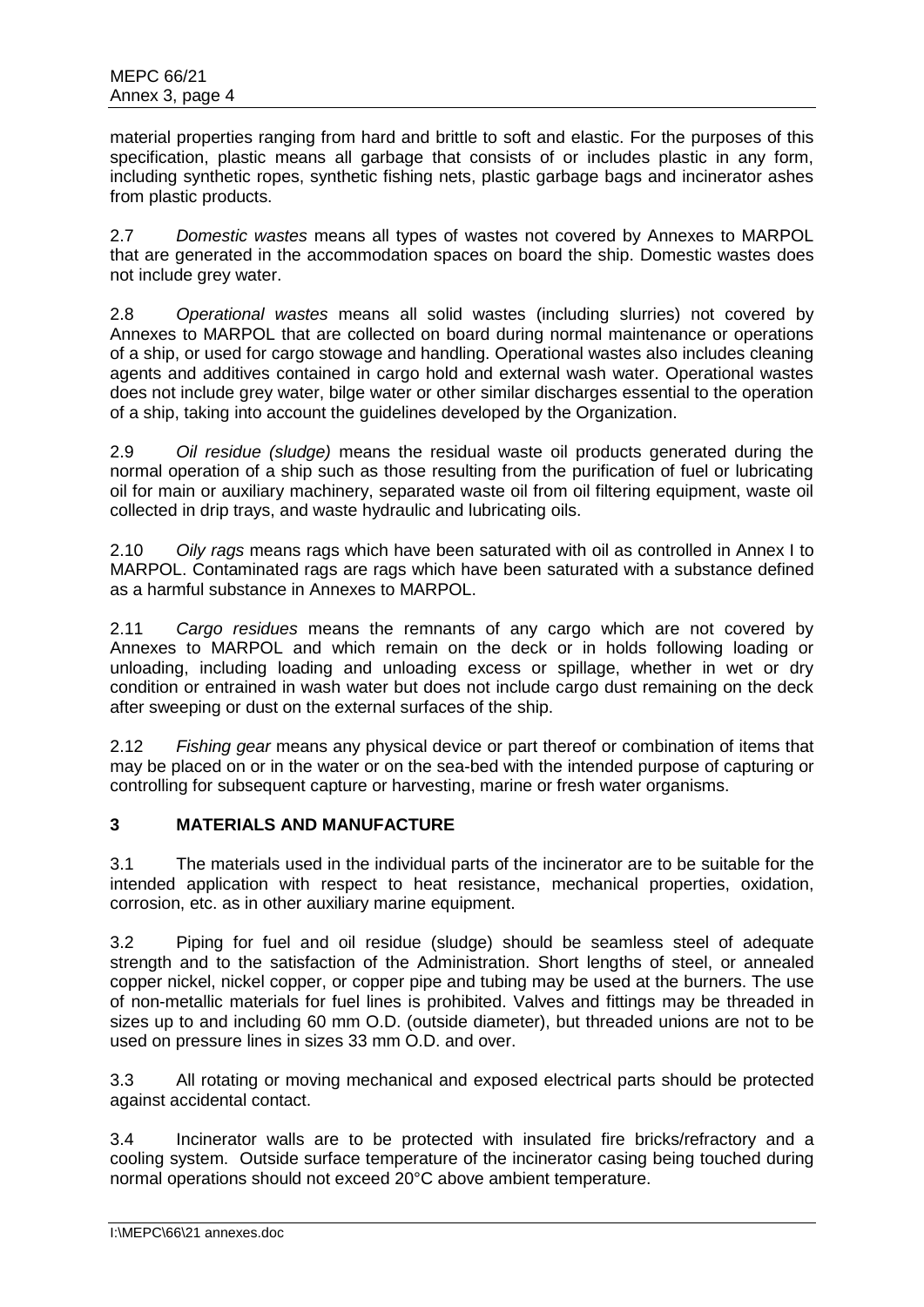material properties ranging from hard and brittle to soft and elastic. For the purposes of this specification, plastic means all garbage that consists of or includes plastic in any form, including synthetic ropes, synthetic fishing nets, plastic garbage bags and incinerator ashes from plastic products.

2.7 *Domestic wastes* means all types of wastes not covered by Annexes to MARPOL that are generated in the accommodation spaces on board the ship. Domestic wastes does not include grey water.

2.8 *Operational wastes* means all solid wastes (including slurries) not covered by Annexes to MARPOL that are collected on board during normal maintenance or operations of a ship, or used for cargo stowage and handling. Operational wastes also includes cleaning agents and additives contained in cargo hold and external wash water. Operational wastes does not include grey water, bilge water or other similar discharges essential to the operation of a ship, taking into account the guidelines developed by the Organization.

2.9 *Oil residue (sludge)* means the residual waste oil products generated during the normal operation of a ship such as those resulting from the purification of fuel or lubricating oil for main or auxiliary machinery, separated waste oil from oil filtering equipment, waste oil collected in drip trays, and waste hydraulic and lubricating oils.

2.10 *Oily rags* means rags which have been saturated with oil as controlled in Annex I to MARPOL. Contaminated rags are rags which have been saturated with a substance defined as a harmful substance in Annexes to MARPOL.

2.11 *Cargo residues* means the remnants of any cargo which are not covered by Annexes to MARPOL and which remain on the deck or in holds following loading or unloading, including loading and unloading excess or spillage, whether in wet or dry condition or entrained in wash water but does not include cargo dust remaining on the deck after sweeping or dust on the external surfaces of the ship.

2.12 *Fishing gear* means any physical device or part thereof or combination of items that may be placed on or in the water or on the sea-bed with the intended purpose of capturing or controlling for subsequent capture or harvesting, marine or fresh water organisms.

## 3 MATERIALS AND MANUFACTURE

3.1 The materials used in the individual parts of the incinerator are to be suitable for the intended application with respect to heat resistance, mechanical properties, oxidation, corrosion, etc. as in other auxiliary marine equipment.

3.2 Piping for fuel and oil residue (sludge) should be seamless steel of adequate strength and to the satisfaction of the Administration. Short lengths of steel, or annealed copper nickel, nickel copper, or copper pipe and tubing may be used at the burners. The use of non-metallic materials for fuel lines is prohibited. Valves and fittings may be threaded in sizes up to and including 60 mm O.D. (outside diameter), but threaded unions are not to be used on pressure lines in sizes 33 mm O.D. and over.

3.3 All rotating or moving mechanical and exposed electrical parts should be protected against accidental contact.

3.4 Incinerator walls are to be protected with insulated fire bricks/refractory and a cooling system. Outside surface temperature of the incinerator casing being touched during normal operations should not exceed 20°C above ambient temperature.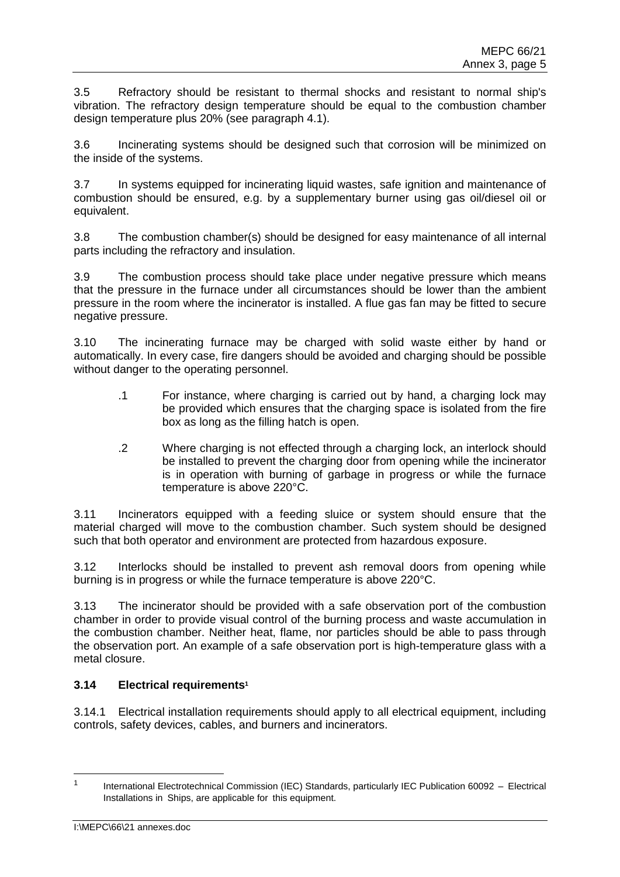3.5 Refractory should be resistant to thermal shocks and resistant to normal ship's vibration. The refractory design temperature should be equal to the combustion chamber design temperature plus 20% (see paragraph 4.1).

3.6 Incinerating systems should be designed such that corrosion will be minimized on the inside of the systems.

3.7 In systems equipped for incinerating liquid wastes, safe ignition and maintenance of combustion should be ensured, e.g. by a supplementary burner using gas oil/diesel oil or equivalent.

3.8 The combustion chamber(s) should be designed for easy maintenance of all internal parts including the refractory and insulation.

3.9 The combustion process should take place under negative pressure which means that the pressure in the furnace under all circumstances should be lower than the ambient pressure in the room where the incinerator is installed. A flue gas fan may be fitted to secure negative pressure.

3.10 The incinerating furnace may be charged with solid waste either by hand or automatically. In every case, fire dangers should be avoided and charging should be possible without danger to the operating personnel.

> .1 For instance, where charging is carried out by hand, a charging lock may be provided which ensures that the charging space is isolated from the fire box as long as the filling hatch is open.
>
> .2 Where charging is not effected through a charging lock, an interlock should be installed to prevent the charging door from opening while the incinerator is in operation with burning of garbage in progress or while the furnace temperature is above 220°C.

3.11 Incinerators equipped with a feeding sluice or system should ensure that the material charged will move to the combustion chamber. Such system should be designed such that both operator and environment are protected from hazardous exposure.

3.12 Interlocks should be installed to prevent ash removal doors from opening while burning is in progress or while the furnace temperature is above 220°C.

3.13 The incinerator should be provided with a safe observation port of the combustion chamber in order to provide visual control of the burning process and waste accumulation in the combustion chamber. Neither heat, flame, nor particles should be able to pass through the observation port. An example of a safe observation port is high-temperature glass with a metal closure.

**3.14 Electrical requirements[1]**

3.14.1 Electrical installation requirements should apply to all electrical equipment, including controls, safety devices, cables, and burners and incinerators.

---

[1] International Electrotechnical Commission (IEC) Standards, particularly IEC Publication 60092 – Electrical Installations in Ships, are applicable for this equipment.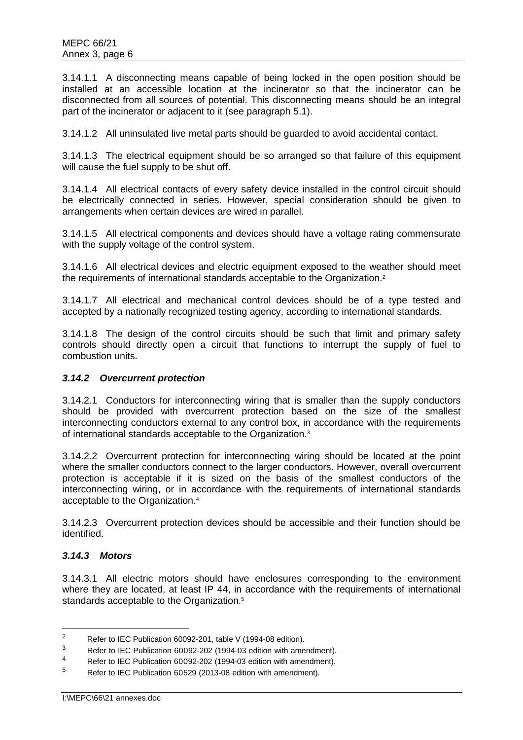3.14.1.1 A disconnecting means capable of being locked in the open position should be installed at an accessible location at the incinerator so that the incinerator can be disconnected from all sources of potential. This disconnecting means should be an integral part of the incinerator or adjacent to it (see paragraph 5.1).

3.14.1.2 All uninsulated live metal parts should be guarded to avoid accidental contact.

3.14.1.3 The electrical equipment should be so arranged so that failure of this equipment will cause the fuel supply to be shut off.

3.14.1.4 All electrical contacts of every safety device installed in the control circuit should be electrically connected in series. However, special consideration should be given to arrangements when certain devices are wired in parallel.

3.14.1.5 All electrical components and devices should have a voltage rating commensurate with the supply voltage of the control system.

3.14.1.6 All electrical devices and electric equipment exposed to the weather should meet the requirements of international standards acceptable to the Organization.[2]

3.14.1.7 All electrical and mechanical control devices should be of a type tested and accepted by a nationally recognized testing agency, according to international standards.

3.14.1.8 The design of the control circuits should be such that limit and primary safety controls should directly open a circuit that functions to interrupt the supply of fuel to combustion units.

### *3.14.2 Overcurrent protection*

3.14.2.1 Conductors for interconnecting wiring that is smaller than the supply conductors should be provided with overcurrent protection based on the size of the smallest interconnecting conductors external to any control box, in accordance with the requirements of international standards acceptable to the Organization.[3]

3.14.2.2 Overcurrent protection for interconnecting wiring should be located at the point where the smaller conductors connect to the larger conductors. However, overall overcurrent protection is acceptable if it is sized on the basis of the smallest conductors of the interconnecting wiring, or in accordance with the requirements of international standards acceptable to the Organization.[4]

3.14.2.3 Overcurrent protection devices should be accessible and their function should be identified.

### *3.14.3 Motors*

3.14.3.1 All electric motors should have enclosures corresponding to the environment where they are located, at least IP 44, in accordance with the requirements of international standards acceptable to the Organization.[5]

---

[2] Refer to IEC Publication 60092-201, table V (1994-08 edition).

[3] Refer to IEC Publication 60092-202 (1994-03 edition with amendment).

[4] Refer to IEC Publication 60092-202 (1994-03 edition with amendment).

[5] Refer to IEC Publication 60529 (2013-08 edition with amendment).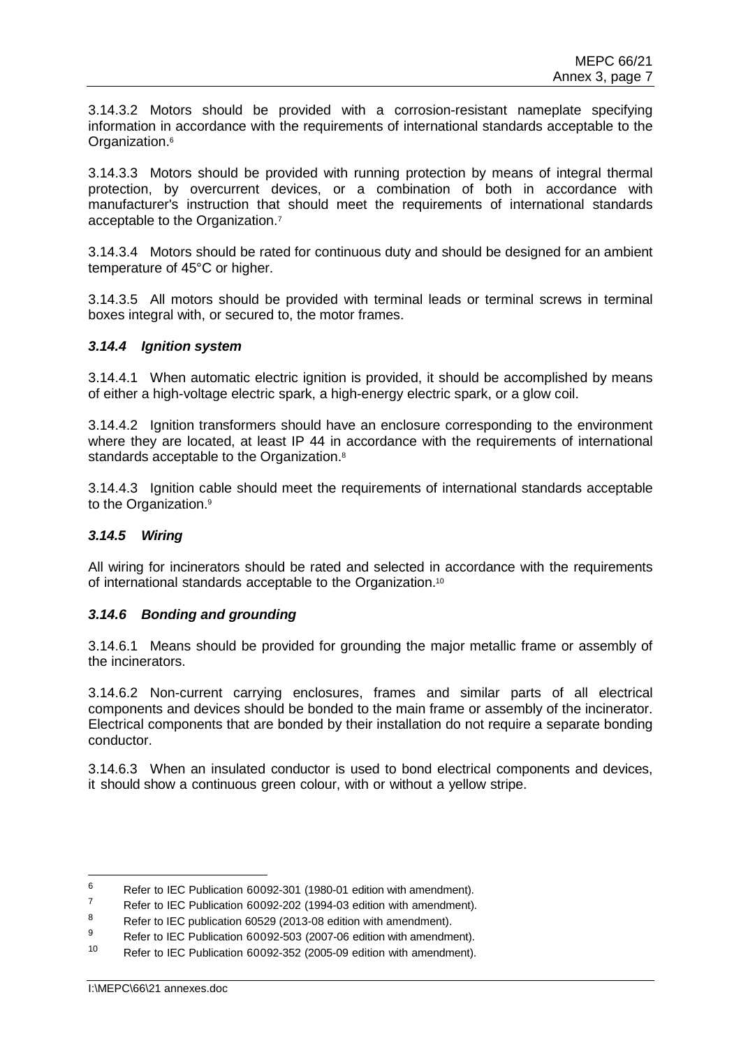3.14.3.2 Motors should be provided with a corrosion-resistant nameplate specifying information in accordance with the requirements of international standards acceptable to the Organization.[6]

3.14.3.3 Motors should be provided with running protection by means of integral thermal protection, by overcurrent devices, or a combination of both in accordance with manufacturer's instruction that should meet the requirements of international standards acceptable to the Organization.[7]

3.14.3.4 Motors should be rated for continuous duty and should be designed for an ambient temperature of 45°C or higher.

3.14.3.5 All motors should be provided with terminal leads or terminal screws in terminal boxes integral with, or secured to, the motor frames.

### *3.14.4 Ignition system*

3.14.4.1 When automatic electric ignition is provided, it should be accomplished by means of either a high-voltage electric spark, a high-energy electric spark, or a glow coil.

3.14.4.2 Ignition transformers should have an enclosure corresponding to the environment where they are located, at least IP 44 in accordance with the requirements of international standards acceptable to the Organization.[8]

3.14.4.3 Ignition cable should meet the requirements of international standards acceptable to the Organization.[9]

### *3.14.5 Wiring*

All wiring for incinerators should be rated and selected in accordance with the requirements of international standards acceptable to the Organization.[10]

### *3.14.6 Bonding and grounding*

3.14.6.1 Means should be provided for grounding the major metallic frame or assembly of the incinerators.

3.14.6.2 Non-current carrying enclosures, frames and similar parts of all electrical components and devices should be bonded to the main frame or assembly of the incinerator. Electrical components that are bonded by their installation do not require a separate bonding conductor.

3.14.6.3 When an insulated conductor is used to bond electrical components and devices, it should show a continuous green colour, with or without a yellow stripe.

---

[6] Refer to IEC Publication 60092-301 (1980-01 edition with amendment).

[7] Refer to IEC Publication 60092-202 (1994-03 edition with amendment).

[8] Refer to IEC publication 60529 (2013-08 edition with amendment).

[9] Refer to IEC Publication 60092-503 (2007-06 edition with amendment).

[10] Refer to IEC Publication 60092-352 (2005-09 edition with amendment).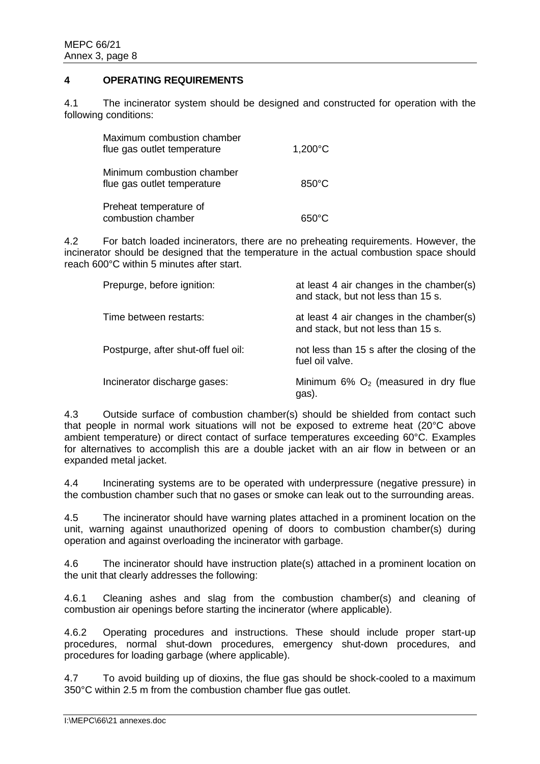## 4 OPERATING REQUIREMENTS

4.1 The incinerator system should be designed and constructed for operation with the following conditions:

| | |
|---|---|
| Maximum combustion chamber flue gas outlet temperature | 1,200°C |
| Minimum combustion chamber flue gas outlet temperature | 850°C |
| Preheat temperature of combustion chamber | 650°C |

4.2 For batch loaded incinerators, there are no preheating requirements. However, the incinerator should be designed that the temperature in the actual combustion space should reach 600°C within 5 minutes after start.

| | |
|---|---|
| Prepurge, before ignition: | at least 4 air changes in the chamber(s) and stack, but not less than 15 s. |
| Time between restarts: | at least 4 air changes in the chamber(s) and stack, but not less than 15 s. |
| Postpurge, after shut-off fuel oil: | not less than 15 s after the closing of the fuel oil valve. |
| Incinerator discharge gases: | Minimum 6% $O_2$ (measured in dry flue gas). |

4.3 Outside surface of combustion chamber(s) should be shielded from contact such that people in normal work situations will not be exposed to extreme heat (20°C above ambient temperature) or direct contact of surface temperatures exceeding 60°C. Examples for alternatives to accomplish this are a double jacket with an air flow in between or an expanded metal jacket.

4.4 Incinerating systems are to be operated with underpressure (negative pressure) in the combustion chamber such that no gases or smoke can leak out to the surrounding areas.

4.5 The incinerator should have warning plates attached in a prominent location on the unit, warning against unauthorized opening of doors to combustion chamber(s) during operation and against overloading the incinerator with garbage.

4.6 The incinerator should have instruction plate(s) attached in a prominent location on the unit that clearly addresses the following:

4.6.1 Cleaning ashes and slag from the combustion chamber(s) and cleaning of combustion air openings before starting the incinerator (where applicable).

4.6.2 Operating procedures and instructions. These should include proper start-up procedures, normal shut-down procedures, emergency shut-down procedures, and procedures for loading garbage (where applicable).

4.7 To avoid building up of dioxins, the flue gas should be shock-cooled to a maximum 350°C within 2.5 m from the combustion chamber flue gas outlet.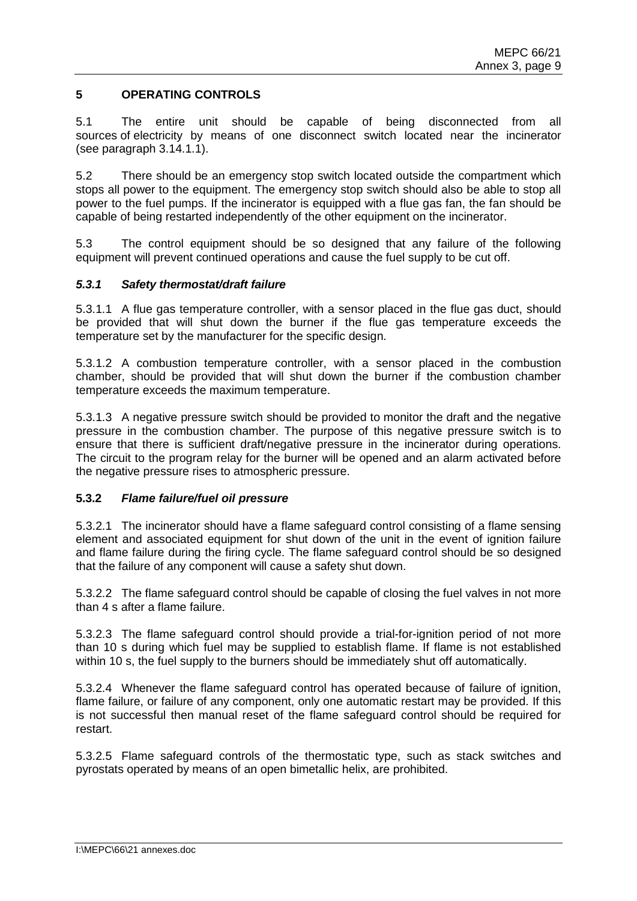## 5 OPERATING CONTROLS

5.1 The entire unit should be capable of being disconnected from all sources of electricity by means of one disconnect switch located near the incinerator (see paragraph 3.14.1.1).

5.2 There should be an emergency stop switch located outside the compartment which stops all power to the equipment. The emergency stop switch should also be able to stop all power to the fuel pumps. If the incinerator is equipped with a flue gas fan, the fan should be capable of being restarted independently of the other equipment on the incinerator.

5.3 The control equipment should be so designed that any failure of the following equipment will prevent continued operations and cause the fuel supply to be cut off.

### *5.3.1 Safety thermostat/draft failure*

5.3.1.1 A flue gas temperature controller, with a sensor placed in the flue gas duct, should be provided that will shut down the burner if the flue gas temperature exceeds the temperature set by the manufacturer for the specific design.

5.3.1.2 A combustion temperature controller, with a sensor placed in the combustion chamber, should be provided that will shut down the burner if the combustion chamber temperature exceeds the maximum temperature.

5.3.1.3 A negative pressure switch should be provided to monitor the draft and the negative pressure in the combustion chamber. The purpose of this negative pressure switch is to ensure that there is sufficient draft/negative pressure in the incinerator during operations. The circuit to the program relay for the burner will be opened and an alarm activated before the negative pressure rises to atmospheric pressure.

### **5.3.2** ***Flame failure/fuel oil pressure***

5.3.2.1 The incinerator should have a flame safeguard control consisting of a flame sensing element and associated equipment for shut down of the unit in the event of ignition failure and flame failure during the firing cycle. The flame safeguard control should be so designed that the failure of any component will cause a safety shut down.

5.3.2.2 The flame safeguard control should be capable of closing the fuel valves in not more than 4 s after a flame failure.

5.3.2.3 The flame safeguard control should provide a trial-for-ignition period of not more than 10 s during which fuel may be supplied to establish flame. If flame is not established within 10 s, the fuel supply to the burners should be immediately shut off automatically.

5.3.2.4 Whenever the flame safeguard control has operated because of failure of ignition, flame failure, or failure of any component, only one automatic restart may be provided. If this is not successful then manual reset of the flame safeguard control should be required for restart.

5.3.2.5 Flame safeguard controls of the thermostatic type, such as stack switches and pyrostats operated by means of an open bimetallic helix, are prohibited.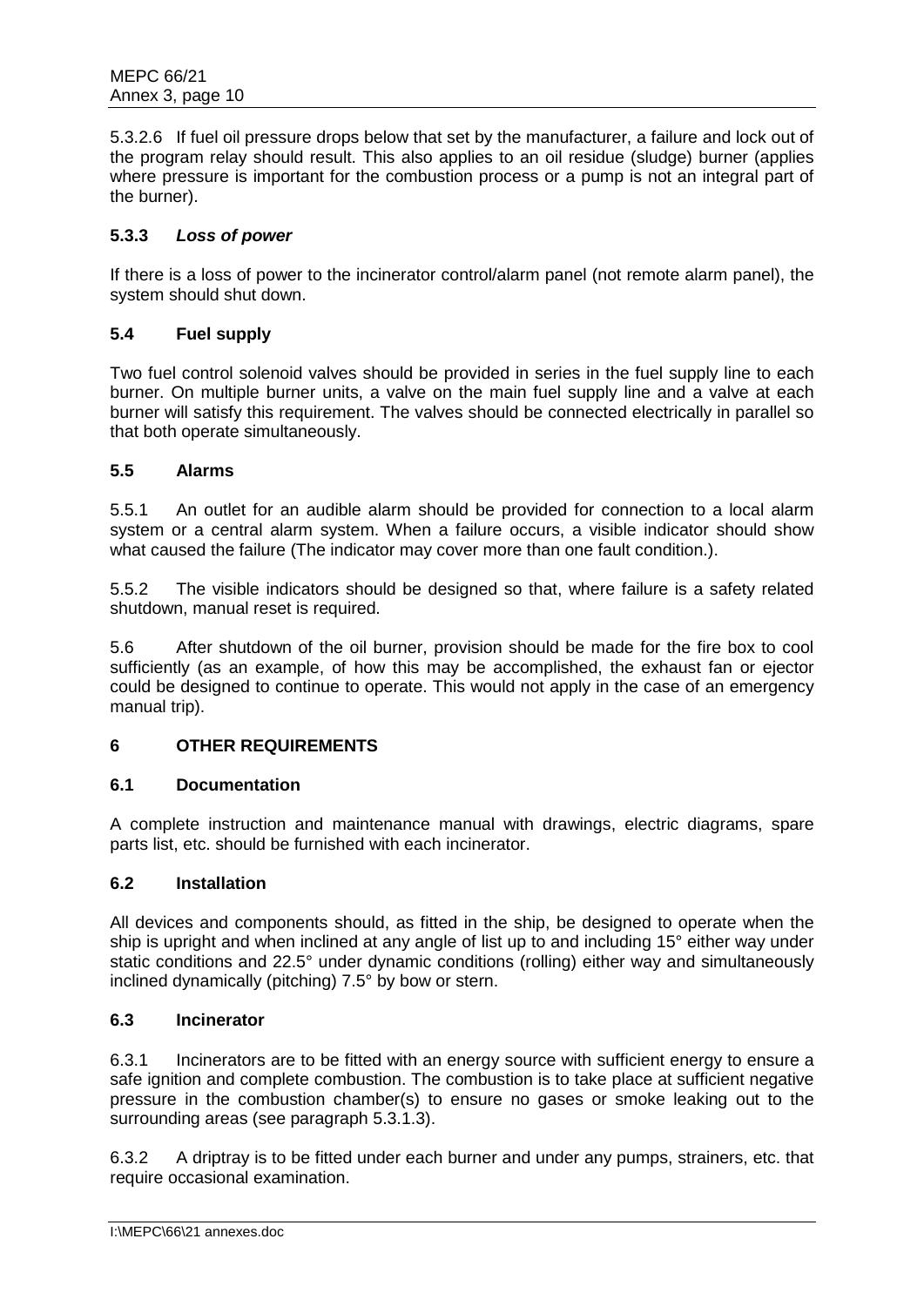5.3.2.6 If fuel oil pressure drops below that set by the manufacturer, a failure and lock out of the program relay should result. This also applies to an oil residue (sludge) burner (applies where pressure is important for the combustion process or a pump is not an integral part of the burner).

#### 5.3.3 *Loss of power*

If there is a loss of power to the incinerator control/alarm panel (not remote alarm panel), the system should shut down.

### 5.4 Fuel supply

Two fuel control solenoid valves should be provided in series in the fuel supply line to each burner. On multiple burner units, a valve on the main fuel supply line and a valve at each burner will satisfy this requirement. The valves should be connected electrically in parallel so that both operate simultaneously.

### 5.5 Alarms

5.5.1 An outlet for an audible alarm should be provided for connection to a local alarm system or a central alarm system. When a failure occurs, a visible indicator should show what caused the failure (The indicator may cover more than one fault condition.).

5.5.2 The visible indicators should be designed so that, where failure is a safety related shutdown, manual reset is required.

5.6 After shutdown of the oil burner, provision should be made for the fire box to cool sufficiently (as an example, of how this may be accomplished, the exhaust fan or ejector could be designed to continue to operate. This would not apply in the case of an emergency manual trip).

## 6 OTHER REQUIREMENTS

### 6.1 Documentation

A complete instruction and maintenance manual with drawings, electric diagrams, spare parts list, etc. should be furnished with each incinerator.

### 6.2 Installation

All devices and components should, as fitted in the ship, be designed to operate when the ship is upright and when inclined at any angle of list up to and including 15° either way under static conditions and 22.5° under dynamic conditions (rolling) either way and simultaneously inclined dynamically (pitching) 7.5° by bow or stern.

### 6.3 Incinerator

6.3.1 Incinerators are to be fitted with an energy source with sufficient energy to ensure a safe ignition and complete combustion. The combustion is to take place at sufficient negative pressure in the combustion chamber(s) to ensure no gases or smoke leaking out to the surrounding areas (see paragraph 5.3.1.3).

6.3.2 A driptray is to be fitted under each burner and under any pumps, strainers, etc. that require occasional examination.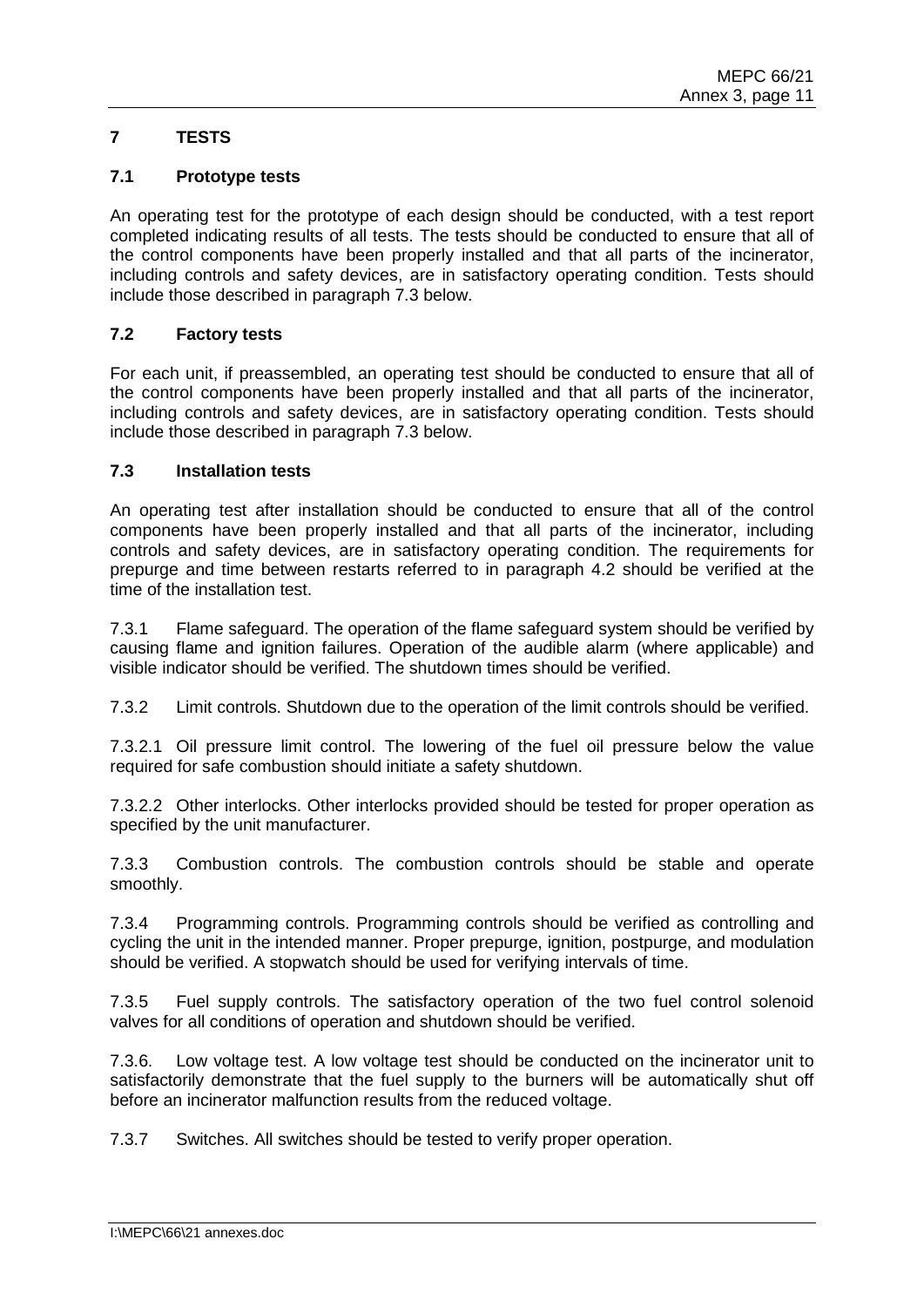## 7 TESTS

### 7.1 Prototype tests

An operating test for the prototype of each design should be conducted, with a test report completed indicating results of all tests. The tests should be conducted to ensure that all of the control components have been properly installed and that all parts of the incinerator, including controls and safety devices, are in satisfactory operating condition. Tests should include those described in paragraph 7.3 below.

### 7.2 Factory tests

For each unit, if preassembled, an operating test should be conducted to ensure that all of the control components have been properly installed and that all parts of the incinerator, including controls and safety devices, are in satisfactory operating condition. Tests should include those described in paragraph 7.3 below.

### 7.3 Installation tests

An operating test after installation should be conducted to ensure that all of the control components have been properly installed and that all parts of the incinerator, including controls and safety devices, are in satisfactory operating condition. The requirements for prepurge and time between restarts referred to in paragraph 4.2 should be verified at the time of the installation test.

7.3.1 Flame safeguard. The operation of the flame safeguard system should be verified by causing flame and ignition failures. Operation of the audible alarm (where applicable) and visible indicator should be verified. The shutdown times should be verified.

7.3.2 Limit controls. Shutdown due to the operation of the limit controls should be verified.

7.3.2.1 Oil pressure limit control. The lowering of the fuel oil pressure below the value required for safe combustion should initiate a safety shutdown.

7.3.2.2 Other interlocks. Other interlocks provided should be tested for proper operation as specified by the unit manufacturer.

7.3.3 Combustion controls. The combustion controls should be stable and operate smoothly.

7.3.4 Programming controls. Programming controls should be verified as controlling and cycling the unit in the intended manner. Proper prepurge, ignition, postpurge, and modulation should be verified. A stopwatch should be used for verifying intervals of time.

7.3.5 Fuel supply controls. The satisfactory operation of the two fuel control solenoid valves for all conditions of operation and shutdown should be verified.

7.3.6. Low voltage test. A low voltage test should be conducted on the incinerator unit to satisfactorily demonstrate that the fuel supply to the burners will be automatically shut off before an incinerator malfunction results from the reduced voltage.

7.3.7 Switches. All switches should be tested to verify proper operation.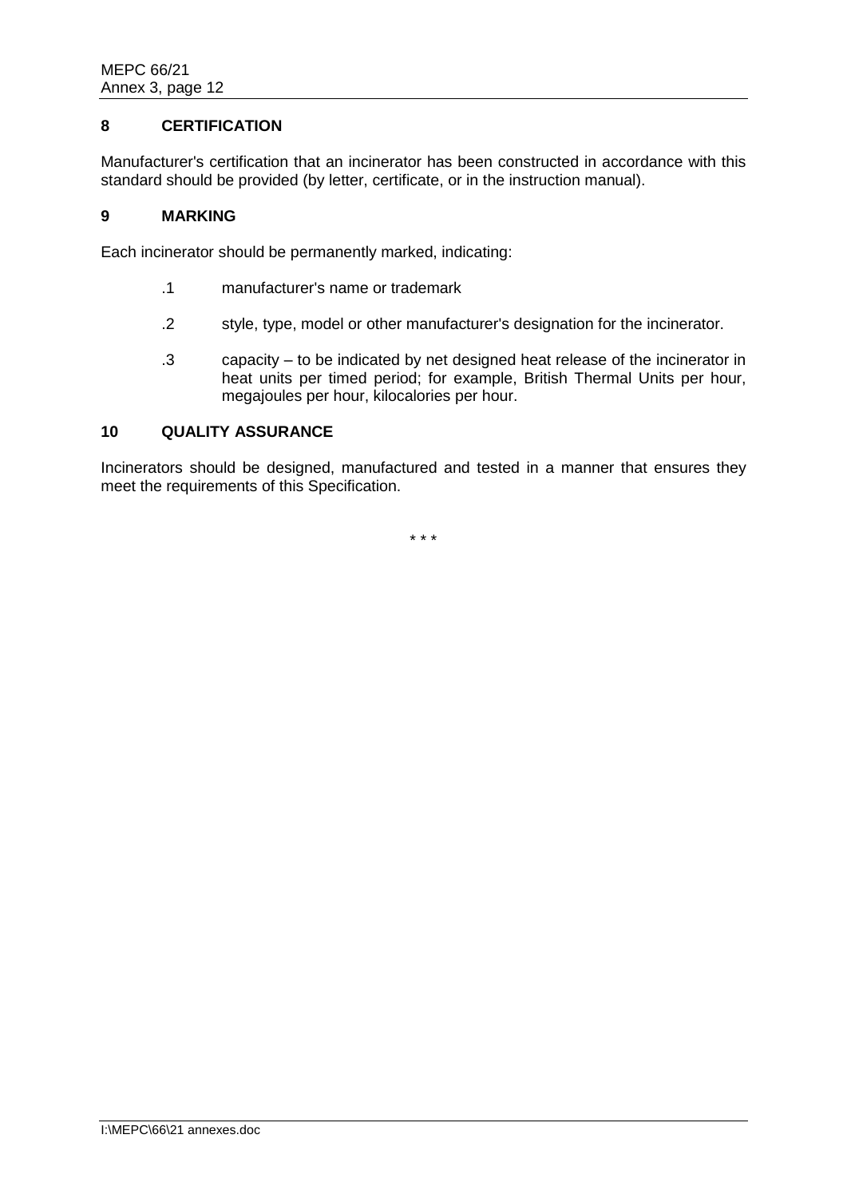## 8 CERTIFICATION

Manufacturer's certification that an incinerator has been constructed in accordance with this standard should be provided (by letter, certificate, or in the instruction manual).

## 9 MARKING

Each incinerator should be permanently marked, indicating:

.1 manufacturer's name or trademark

.2 style, type, model or other manufacturer's designation for the incinerator.

.3 capacity – to be indicated by net designed heat release of the incinerator in heat units per timed period; for example, British Thermal Units per hour, megajoules per hour, kilocalories per hour.

## 10 QUALITY ASSURANCE

Incinerators should be designed, manufactured and tested in a manner that ensures they meet the requirements of this Specification.

\* \* \*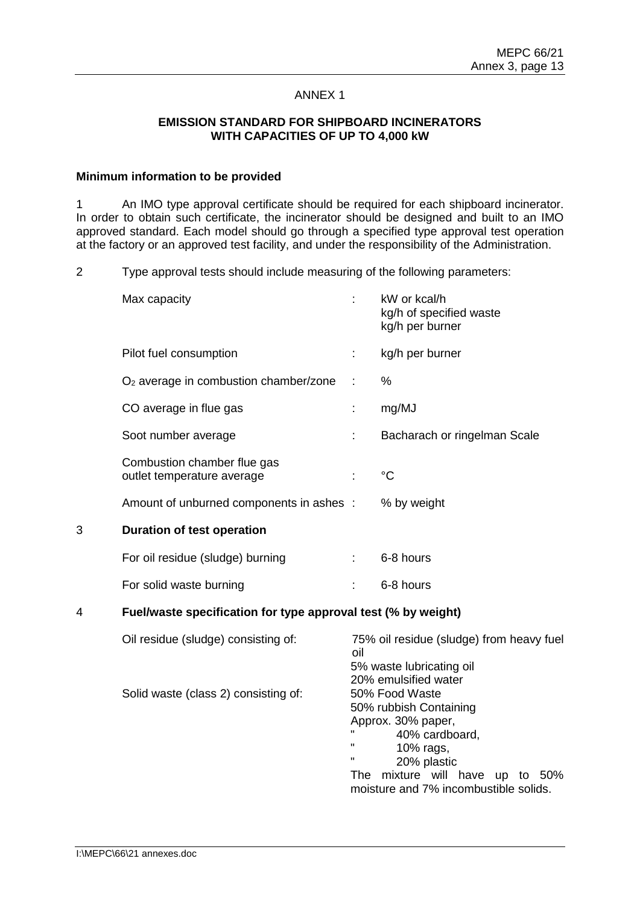ANNEX 1

**EMISSION STANDARD FOR SHIPBOARD INCINERATORS WITH CAPACITIES OF UP TO 4,000 kW**

**Minimum information to be provided**

1 An IMO type approval certificate should be required for each shipboard incinerator. In order to obtain such certificate, the incinerator should be designed and built to an IMO approved standard. Each model should go through a specified type approval test operation at the factory or an approved test facility, and under the responsibility of the Administration.

2 Type approval tests should include measuring of the following parameters:

| | | |
|---|---|---|
| Max capacity | : | kW or kcal/h<br>kg/h of specified waste<br>kg/h per burner |
| Pilot fuel consumption | : | kg/h per burner |
| $O_2$ average in combustion chamber/zone | : | % |
| CO average in flue gas | : | mg/MJ |
| Soot number average | : | Bacharach or ringelman Scale |
| Combustion chamber flue gas outlet temperature average | : | °C |
| Amount of unburned components in ashes | : | % by weight |

3 **Duration of test operation**

| | | |
|---|---|---|
| For oil residue (sludge) burning | : | 6-8 hours |
| For solid waste burning | : | 6-8 hours |

4 **Fuel/waste specification for type approval test (% by weight)**

| | |
|---|---|
| Oil residue (sludge) consisting of: | 75% oil residue (sludge) from heavy fuel oil<br>5% waste lubricating oil<br>20% emulsified water |
| Solid waste (class 2) consisting of: | 50% Food Waste<br>50% rubbish Containing<br>Approx. 30% paper,<br>" 40% cardboard,<br>" 10% rags,<br>" 20% plastic<br>The mixture will have up to 50% moisture and 7% incombustible solids. |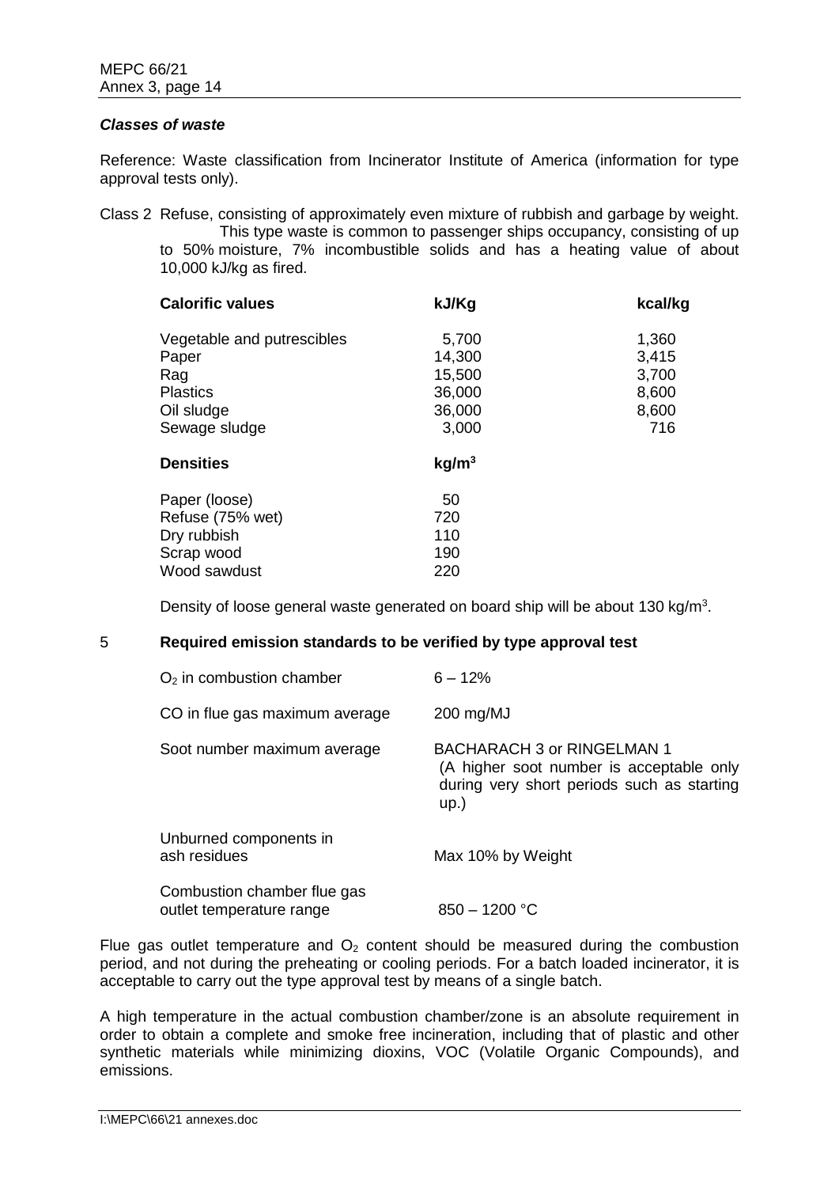***Classes of waste***

Reference: Waste classification from Incinerator Institute of America (information for type approval tests only).

Class 2 Refuse, consisting of approximately even mixture of rubbish and garbage by weight. This type waste is common to passenger ships occupancy, consisting of up to 50% moisture, 7% incombustible solids and has a heating value of about 10,000 kJ/kg as fired.

| **Calorific values** | **kJ/Kg** | **kcal/kg** |
|---|---|---|
| Vegetable and putrescibles | 5,700 | 1,360 |
| Paper | 14,300 | 3,415 |
| Rag | 15,500 | 3,700 |
| Plastics | 36,000 | 8,600 |
| Oil sludge | 36,000 | 8,600 |
| Sewage sludge | 3,000 | 716 |

| **Densities** | **$kg/m^3$** |
|---|---|
| Paper (loose) | 50 |
| Refuse (75% wet) | 720 |
| Dry rubbish | 110 |
| Scrap wood | 190 |
| Wood sawdust | 220 |

Density of loose general waste generated on board ship will be about 130 $kg/m^3$.

## 5 Required emission standards to be verified by type approval test

| | |
|---|---|
| $O_2$ in combustion chamber | 6 – 12% |
| CO in flue gas maximum average | 200 mg/MJ |
| Soot number maximum average | BACHARACH 3 or RINGELMAN 1 (A higher soot number is acceptable only during very short periods such as starting up.) |
| Unburned components in ash residues | Max 10% by Weight |
| Combustion chamber flue gas outlet temperature range | 850 – 1200 °C |

Flue gas outlet temperature and $O_2$ content should be measured during the combustion period, and not during the preheating or cooling periods. For a batch loaded incinerator, it is acceptable to carry out the type approval test by means of a single batch.

A high temperature in the actual combustion chamber/zone is an absolute requirement in order to obtain a complete and smoke free incineration, including that of plastic and other synthetic materials while minimizing dioxins, VOC (Volatile Organic Compounds), and emissions.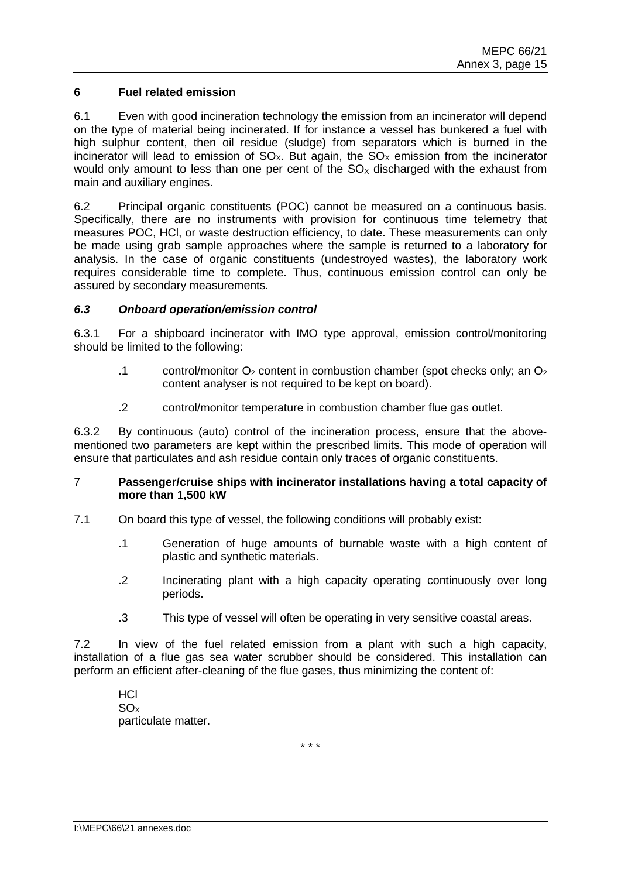## 6 Fuel related emission

6.1 Even with good incineration technology the emission from an incinerator will depend on the type of material being incinerated. If for instance a vessel has bunkered a fuel with high sulphur content, then oil residue (sludge) from separators which is burned in the incinerator will lead to emission of $SO_X$. But again, the $SO_X$ emission from the incinerator would only amount to less than one per cent of the $SO_X$ discharged with the exhaust from main and auxiliary engines.

6.2 Principal organic constituents (POC) cannot be measured on a continuous basis. Specifically, there are no instruments with provision for continuous time telemetry that measures POC, HCl, or waste destruction efficiency, to date. These measurements can only be made using grab sample approaches where the sample is returned to a laboratory for analysis. In the case of organic constituents (undestroyed wastes), the laboratory work requires considerable time to complete. Thus, continuous emission control can only be assured by secondary measurements.

### *6.3 Onboard operation/emission control*

6.3.1 For a shipboard incinerator with IMO type approval, emission control/monitoring should be limited to the following:

.1 control/monitor $O_2$ content in combustion chamber (spot checks only; an $O_2$ content analyser is not required to be kept on board).

.2 control/monitor temperature in combustion chamber flue gas outlet.

6.3.2 By continuous (auto) control of the incineration process, ensure that the above-mentioned two parameters are kept within the prescribed limits. This mode of operation will ensure that particulates and ash residue contain only traces of organic constituents.

## 7 Passenger/cruise ships with incinerator installations having a total capacity of more than 1,500 kW

7.1 On board this type of vessel, the following conditions will probably exist:

.1 Generation of huge amounts of burnable waste with a high content of plastic and synthetic materials.

.2 Incinerating plant with a high capacity operating continuously over long periods.

.3 This type of vessel will often be operating in very sensitive coastal areas.

7.2 In view of the fuel related emission from a plant with such a high capacity, installation of a flue gas sea water scrubber should be considered. This installation can perform an efficient after-cleaning of the flue gases, thus minimizing the content of:

HCl
$SO_X$
particulate matter.

\* \* \*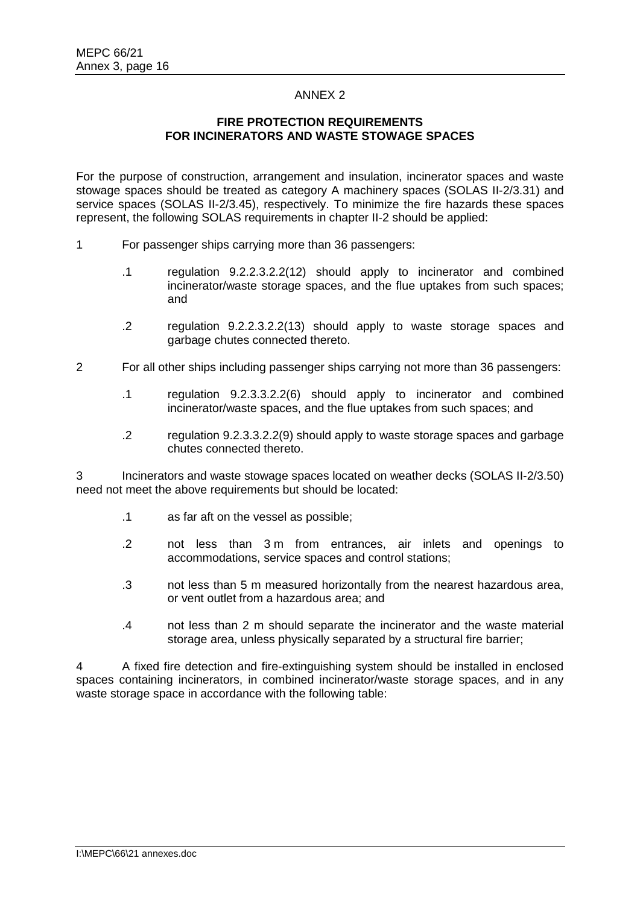## ANNEX 2

### FIRE PROTECTION REQUIREMENTS FOR INCINERATORS AND WASTE STOWAGE SPACES

For the purpose of construction, arrangement and insulation, incinerator spaces and waste stowage spaces should be treated as category A machinery spaces (SOLAS II-2/3.31) and service spaces (SOLAS II-2/3.45), respectively. To minimize the fire hazards these spaces represent, the following SOLAS requirements in chapter II-2 should be applied:

1 For passenger ships carrying more than 36 passengers:

- .1 regulation 9.2.2.3.2.2(12) should apply to incinerator and combined incinerator/waste storage spaces, and the flue uptakes from such spaces; and
- .2 regulation 9.2.2.3.2.2(13) should apply to waste storage spaces and garbage chutes connected thereto.

2 For all other ships including passenger ships carrying not more than 36 passengers:

- .1 regulation 9.2.3.3.2.2(6) should apply to incinerator and combined incinerator/waste spaces, and the flue uptakes from such spaces; and
- .2 regulation 9.2.3.3.2.2(9) should apply to waste storage spaces and garbage chutes connected thereto.

3 Incinerators and waste stowage spaces located on weather decks (SOLAS II-2/3.50) need not meet the above requirements but should be located:

- .1 as far aft on the vessel as possible;
- .2 not less than 3 m from entrances, air inlets and openings to accommodations, service spaces and control stations;
- .3 not less than 5 m measured horizontally from the nearest hazardous area, or vent outlet from a hazardous area; and
- .4 not less than 2 m should separate the incinerator and the waste material storage area, unless physically separated by a structural fire barrier;

4 A fixed fire detection and fire-extinguishing system should be installed in enclosed spaces containing incinerators, in combined incinerator/waste storage spaces, and in any waste storage space in accordance with the following table: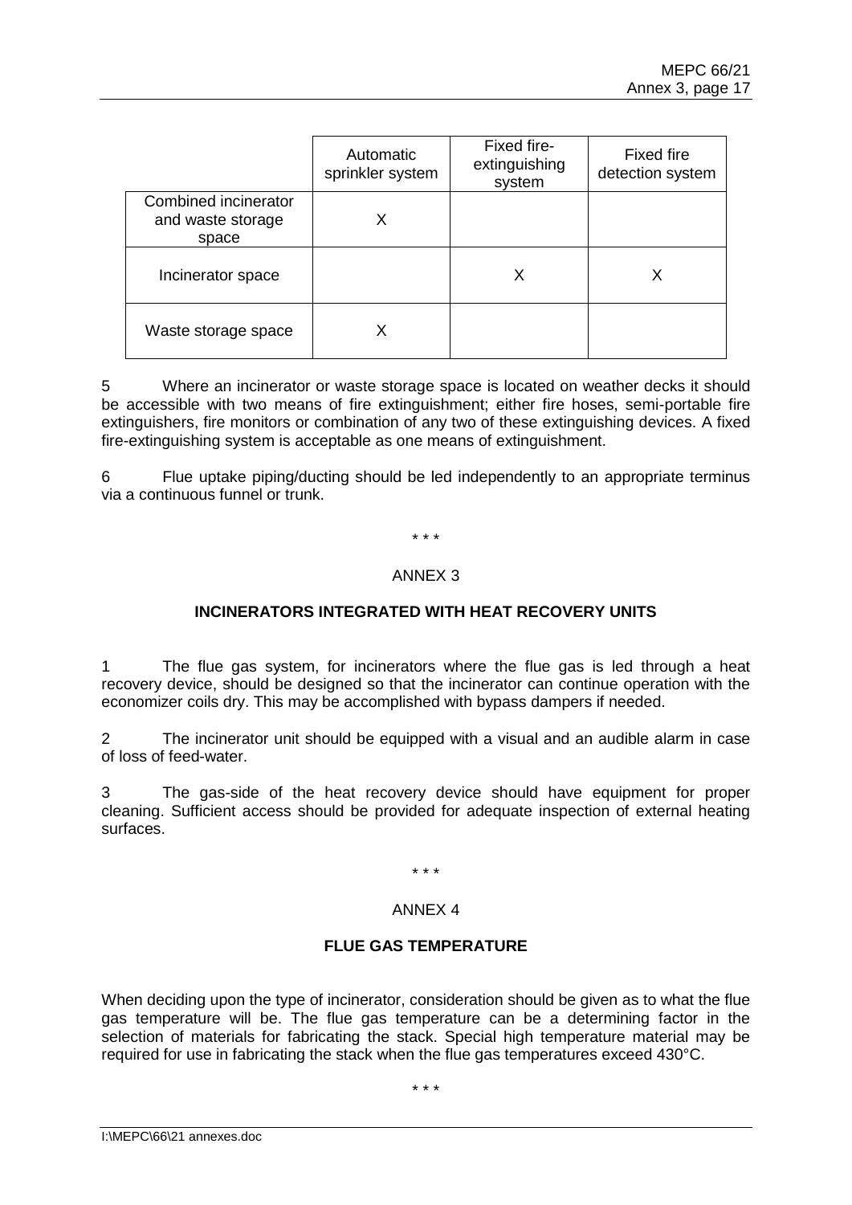| | Automatic sprinkler system | Fixed fire-extinguishing system | Fixed fire detection system |
|---|---|---|---|
| Combined incinerator and waste storage space | X | | |
| Incinerator space | | X | X |
| Waste storage space | X | | |

5 Where an incinerator or waste storage space is located on weather decks it should be accessible with two means of fire extinguishment; either fire hoses, semi-portable fire extinguishers, fire monitors or combination of any two of these extinguishing devices. A fixed fire-extinguishing system is acceptable as one means of extinguishment.

6 Flue uptake piping/ducting should be led independently to an appropriate terminus via a continuous funnel or trunk.

\* \* \*

ANNEX 3

**INCINERATORS INTEGRATED WITH HEAT RECOVERY UNITS**

1 The flue gas system, for incinerators where the flue gas is led through a heat recovery device, should be designed so that the incinerator can continue operation with the economizer coils dry. This may be accomplished with bypass dampers if needed.

2 The incinerator unit should be equipped with a visual and an audible alarm in case of loss of feed-water.

3 The gas-side of the heat recovery device should have equipment for proper cleaning. Sufficient access should be provided for adequate inspection of external heating surfaces.

\* \* \*

ANNEX 4

**FLUE GAS TEMPERATURE**

When deciding upon the type of incinerator, consideration should be given as to what the flue gas temperature will be. The flue gas temperature can be a determining factor in the selection of materials for fabricating the stack. Special high temperature material may be required for use in fabricating the stack when the flue gas temperatures exceed 430°C.

\* \* \*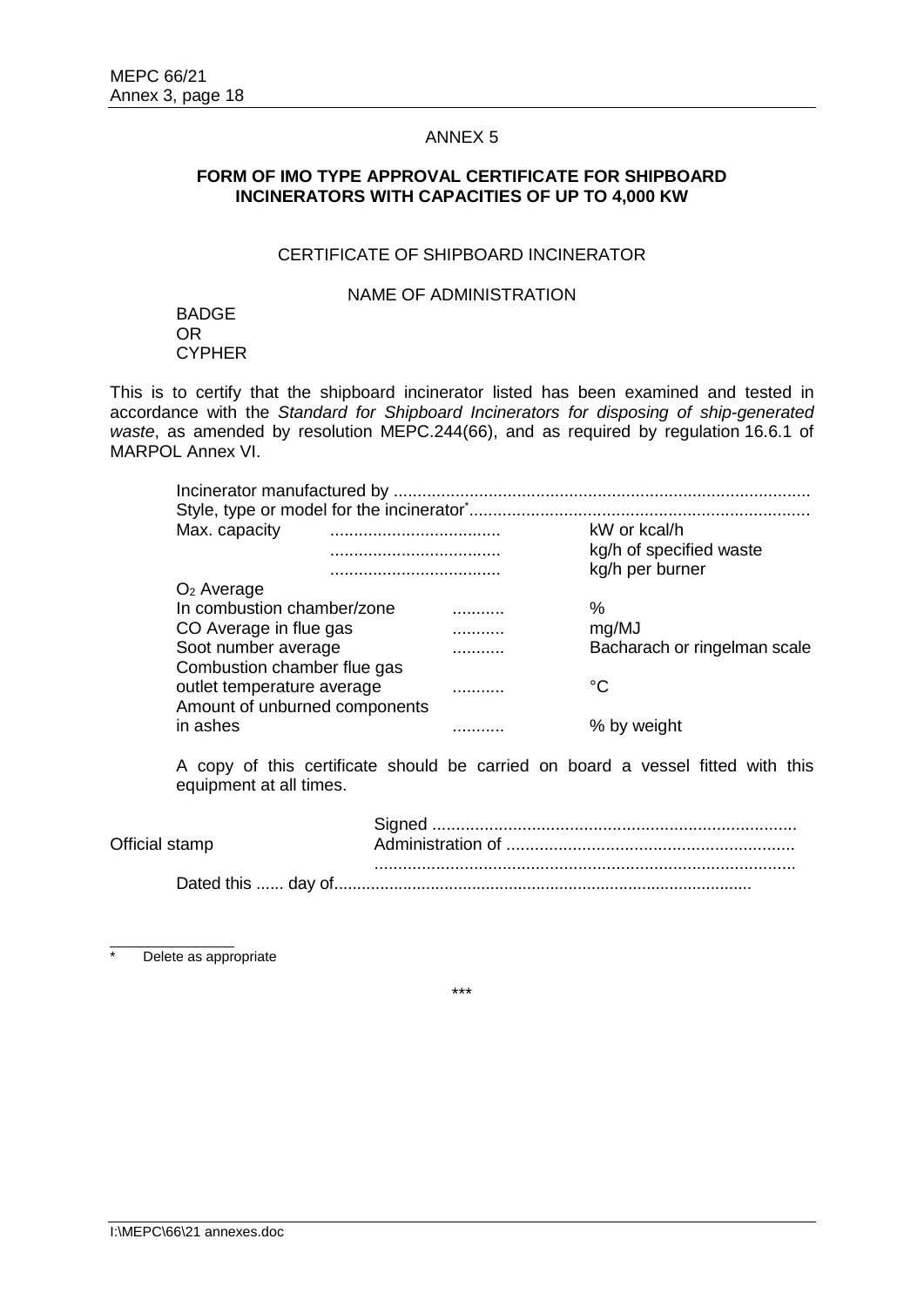ANNEX 5

**FORM OF IMO TYPE APPROVAL CERTIFICATE FOR SHIPBOARD INCINERATORS WITH CAPACITIES OF UP TO 4,000 KW**

CERTIFICATE OF SHIPBOARD INCINERATOR

NAME OF ADMINISTRATION

BADGE
OR
CYPHER

This is to certify that the shipboard incinerator listed has been examined and tested in accordance with the *Standard for Shipboard Incinerators for disposing of ship-generated waste*, as amended by resolution MEPC.244(66), and as required by regulation 16.6.1 of MARPOL Annex VI.

Incinerator manufactured by .......................................................................................
Style, type or model for the incinerator* .......................................................................

| | | |
|---|---|---|
| Max. capacity | .................................... | kW or kcal/h |
| | .................................... | kg/h of specified waste |
| | .................................... | kg/h per burner |
| $O_2$ Average | | |
| In combustion chamber/zone | ........... | % |
| CO Average in flue gas | ........... | mg/MJ |
| Soot number average | ........... | Bacharach or ringelman scale |
| Combustion chamber flue gas outlet temperature average | ........... | °C |
| Amount of unburned components in ashes | ........... | % by weight |

A copy of this certificate should be carried on board a vessel fitted with this equipment at all times.

Signed .............................................................................
Official stamp
Administration of .............................................................
.........................................................................................
Dated this ...... day of.........................................................................................

\* Delete as appropriate

\*\*\*